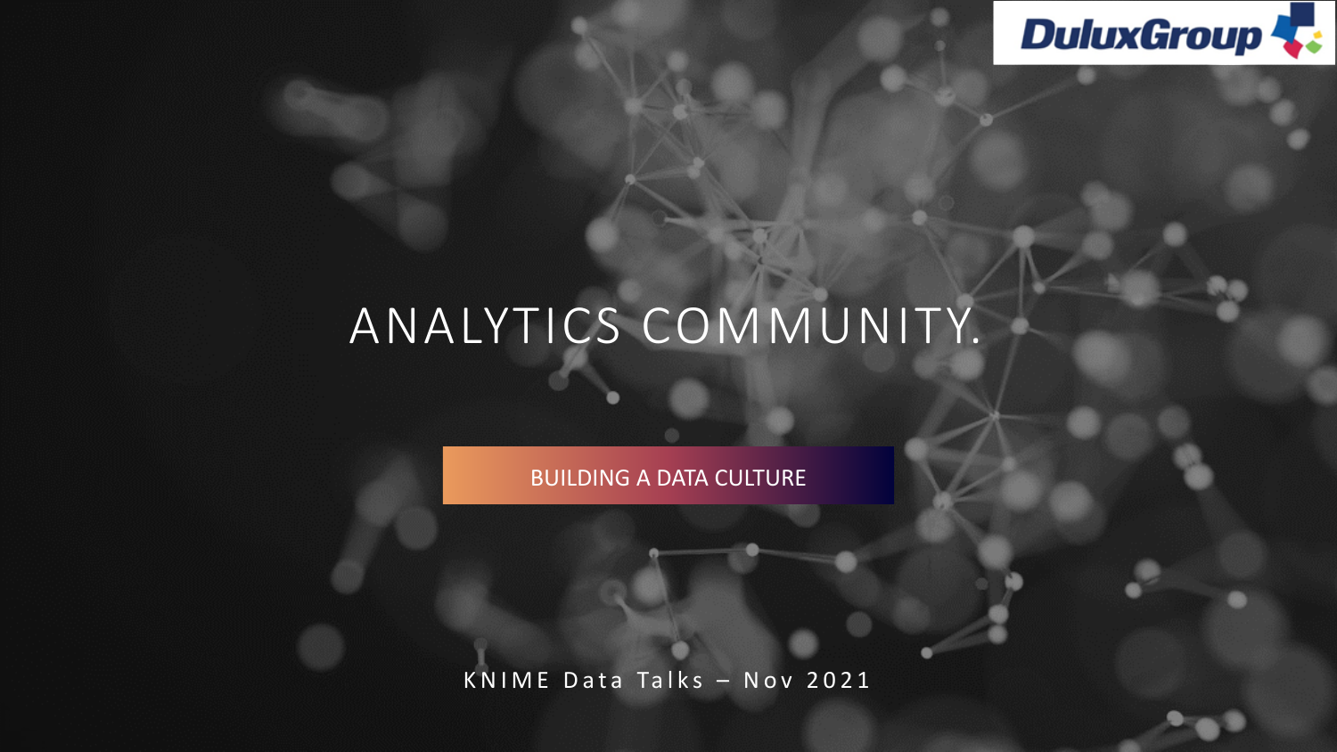DuluxGroup

# ANALYTICS COMMUNITY.

BUILDING A DATA CULTURE

KNIME Data Talks – Nov 2021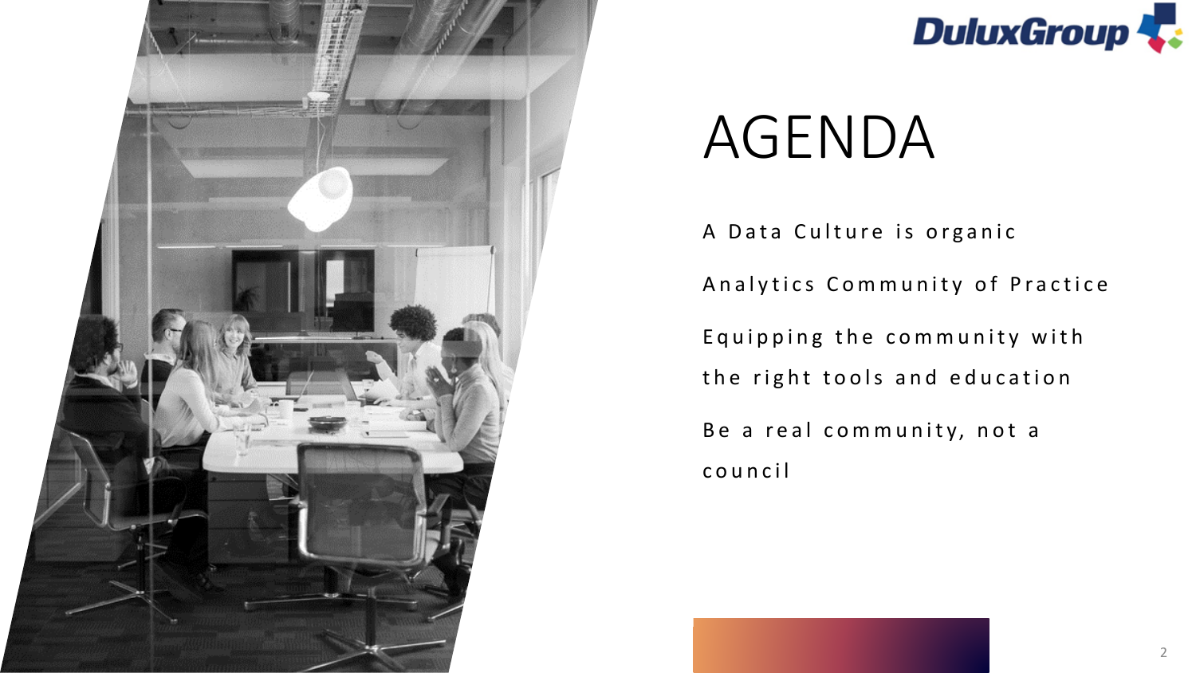# AGENDA

- A Data Culture is organic
- Analytics Community of Practice
- Equipping the community with the right tools and education
- Be a real community, not a council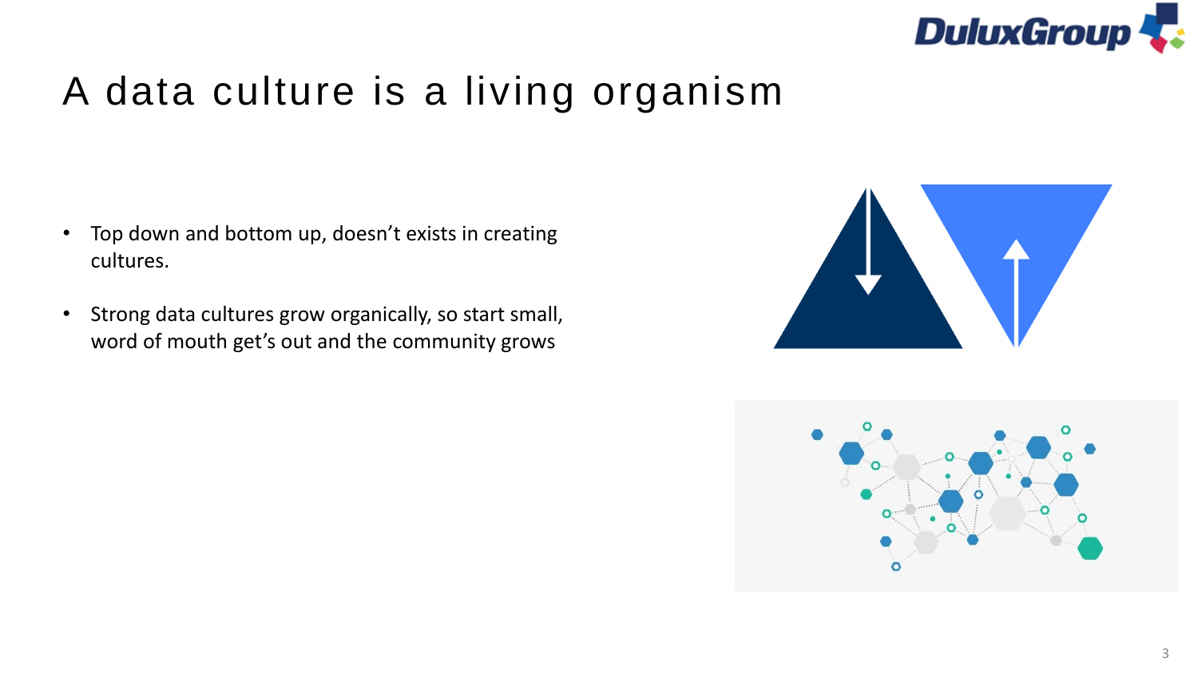# A data culture is a living organism

- Top down and bottom up, doesn’t exists in creating cultures.
- Strong data cultures grow organically, so start small, word of mouth get’s out and the community grows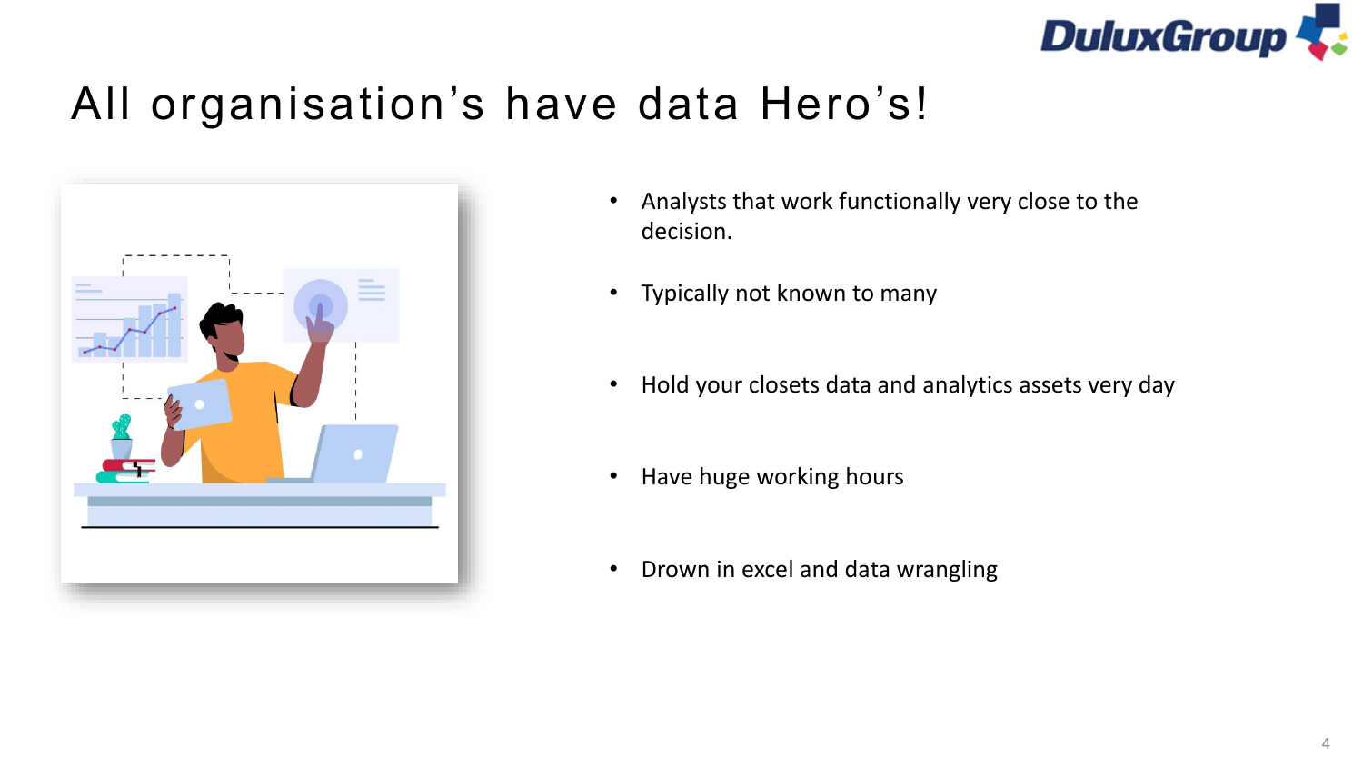# All organisation's have data Hero's!

- Analysts that work functionally very close to the decision.
- Typically not known to many
- Hold your closets data and analytics assets very day
- Have huge working hours
- Drown in excel and data wrangling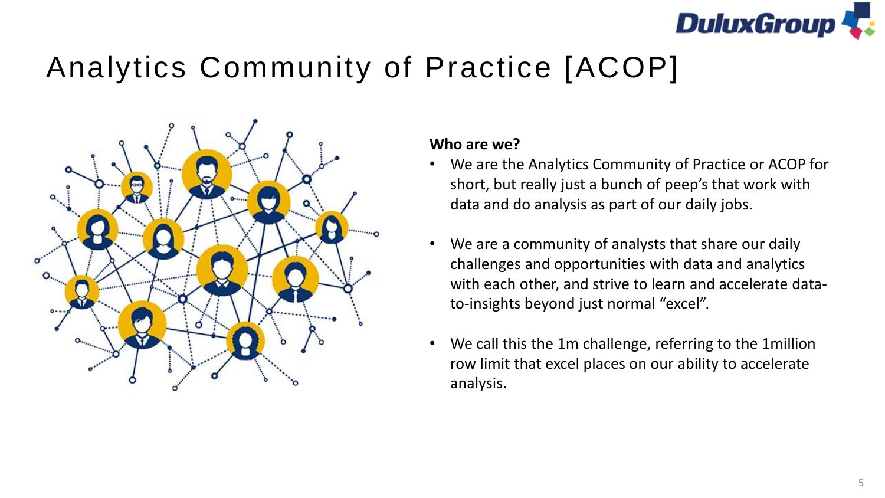# Analytics Community of Practice [ACOP]

**Who are we?**

- We are the Analytics Community of Practice or ACOP for short, but really just a bunch of peep's that work with data and do analysis as part of our daily jobs.
- We are a community of analysts that share our daily challenges and opportunities with data and analytics with each other, and strive to learn and accelerate data-to-insights beyond just normal "excel".
- We call this the 1m challenge, referring to the 1million row limit that excel places on our ability to accelerate analysis.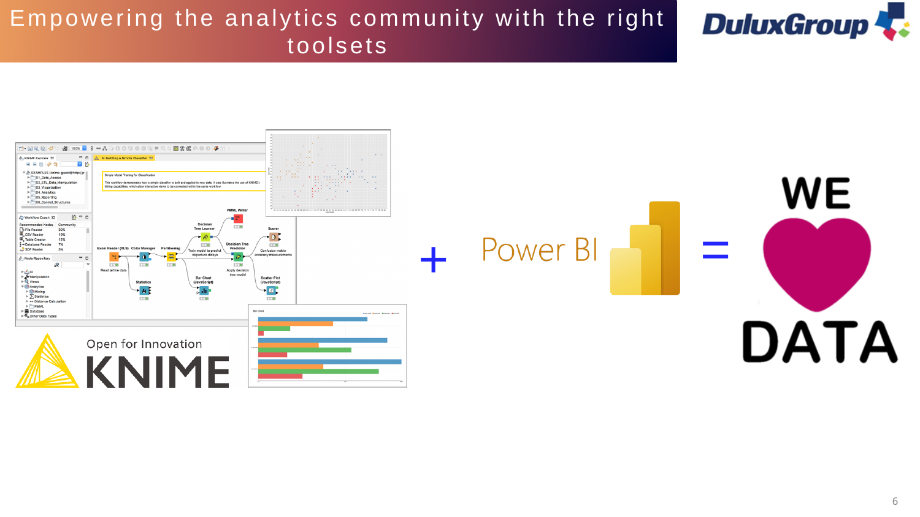# Empowering the analytics community with the right toolsets

Open for Innovation

KNIME

+

Power BI

=

WE

DATA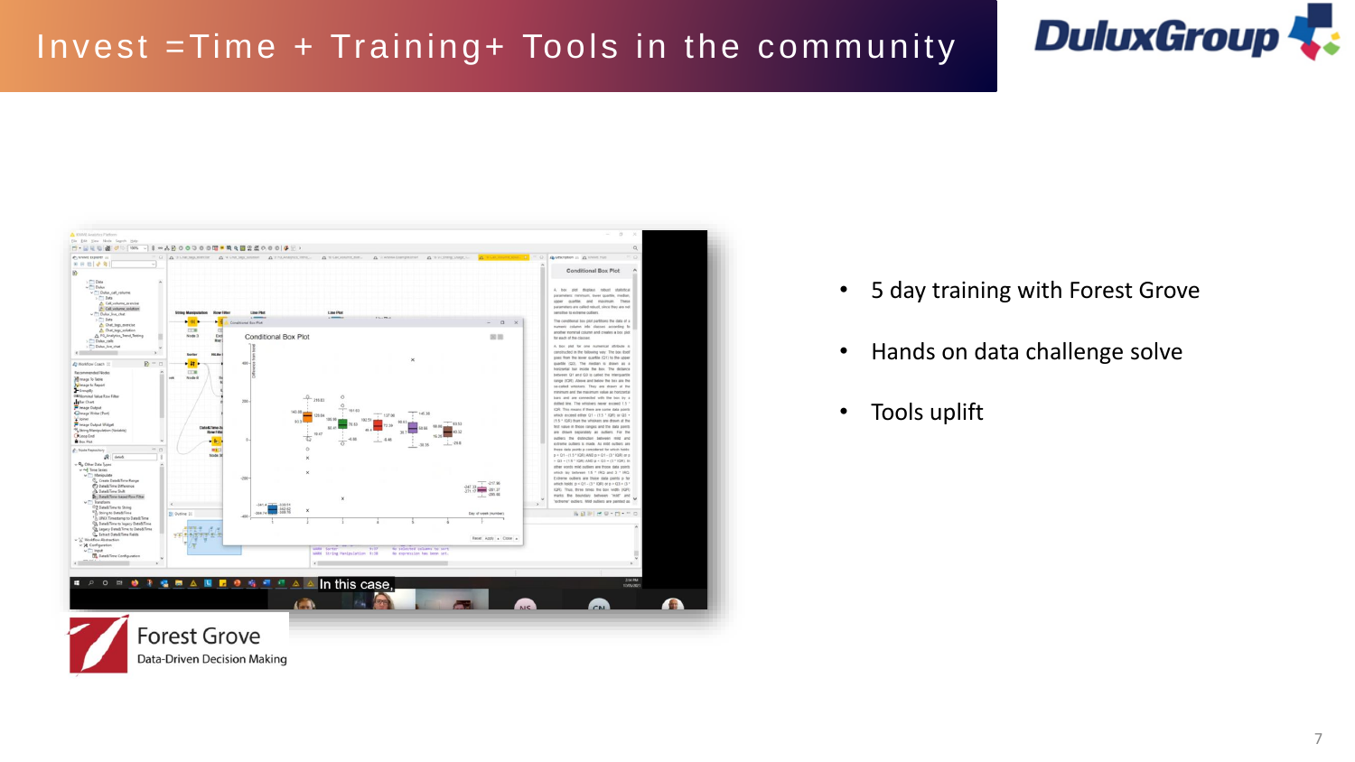# Invest =Time + Training+ Tools in the community

- 5 day training with Forest Grove
- Hands on data challenge solve
- Tools uplift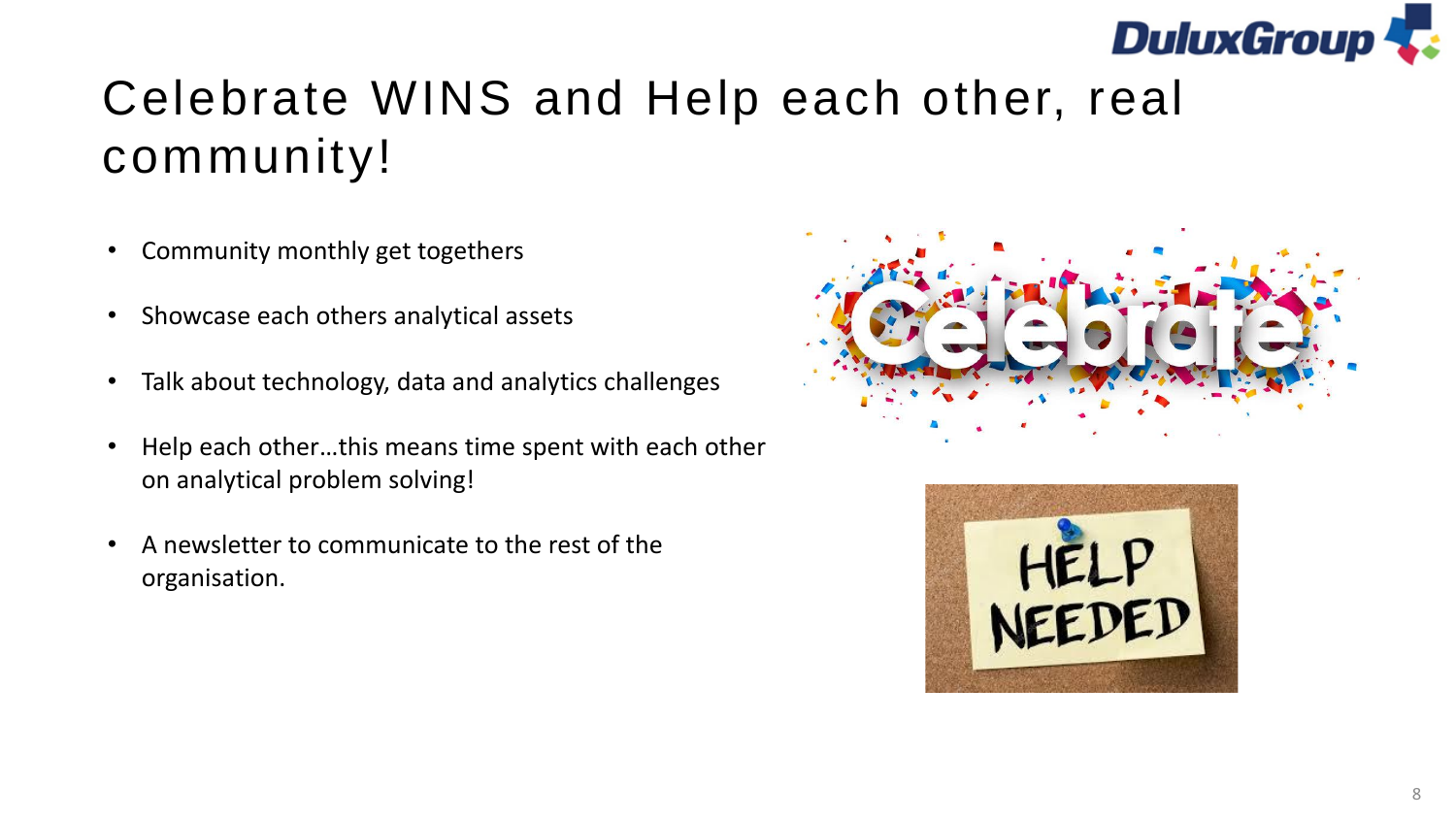# Celebrate WINS and Help each other, real community!

- Community monthly get togethers
- Showcase each others analytical assets
- Talk about technology, data and analytics challenges
- Help each other…this means time spent with each other on analytical problem solving!
- A newsletter to communicate to the rest of the organisation.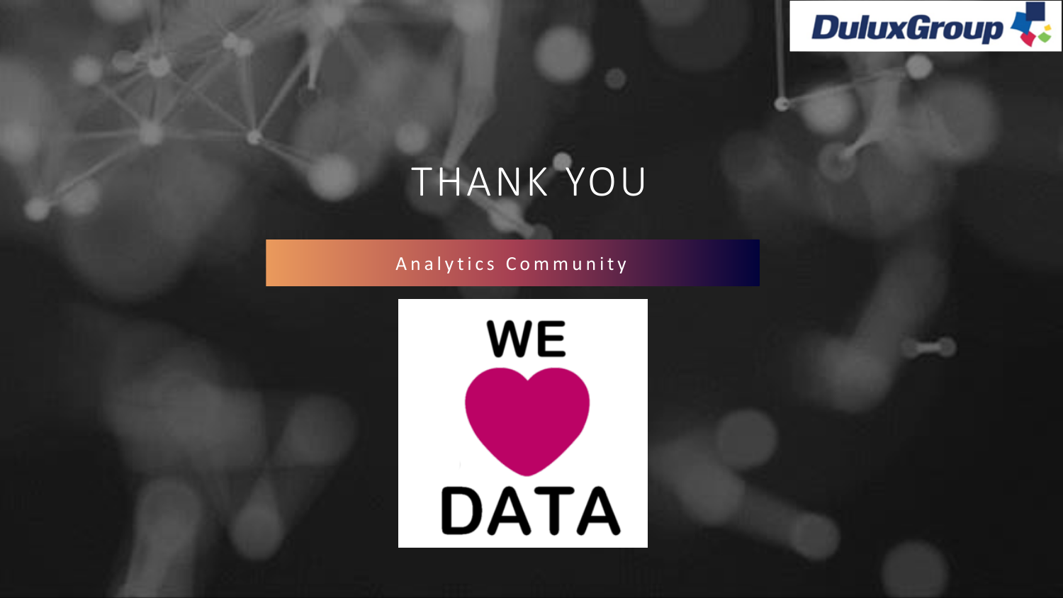# THANK YOU

Analytics Community

WE DATA